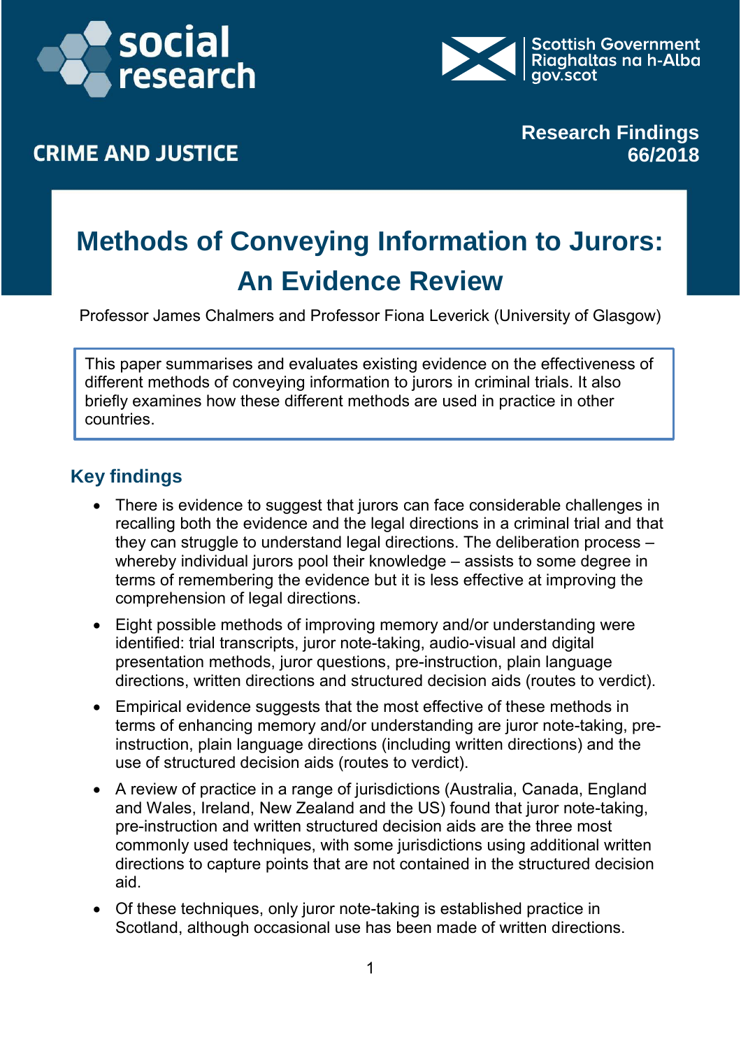social research

Scottish Government
Riaghaltas na h-Alba
gov.scot

CRIME AND JUSTICE

Research Findings
66/2018

# Methods of Conveying Information to Jurors: An Evidence Review

Professor James Chalmers and Professor Fiona Leverick (University of Glasgow)

This paper summarises and evaluates existing evidence on the effectiveness of different methods of conveying information to jurors in criminal trials. It also briefly examines how these different methods are used in practice in other countries.

## Key findings

- There is evidence to suggest that jurors can face considerable challenges in recalling both the evidence and the legal directions in a criminal trial and that they can struggle to understand legal directions. The deliberation process – whereby individual jurors pool their knowledge – assists to some degree in terms of remembering the evidence but it is less effective at improving the comprehension of legal directions.
- Eight possible methods of improving memory and/or understanding were identified: trial transcripts, juror note-taking, audio-visual and digital presentation methods, juror questions, pre-instruction, plain language directions, written directions and structured decision aids (routes to verdict).
- Empirical evidence suggests that the most effective of these methods in terms of enhancing memory and/or understanding are juror note-taking, pre-instruction, plain language directions (including written directions) and the use of structured decision aids (routes to verdict).
- A review of practice in a range of jurisdictions (Australia, Canada, England and Wales, Ireland, New Zealand and the US) found that juror note-taking, pre-instruction and written structured decision aids are the three most commonly used techniques, with some jurisdictions using additional written directions to capture points that are not contained in the structured decision aid.
- Of these techniques, only juror note-taking is established practice in Scotland, although occasional use has been made of written directions.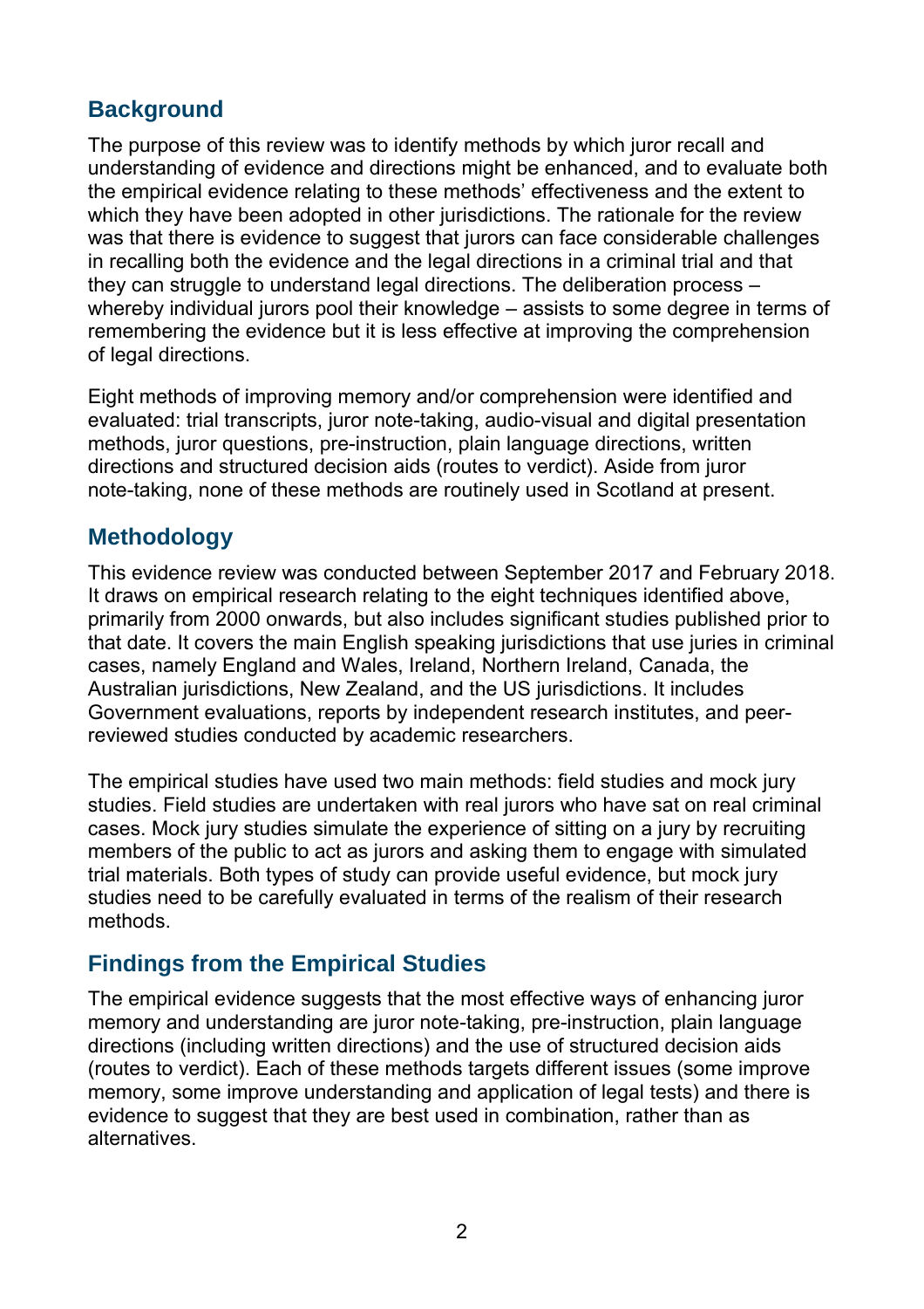## Background

The purpose of this review was to identify methods by which juror recall and understanding of evidence and directions might be enhanced, and to evaluate both the empirical evidence relating to these methods' effectiveness and the extent to which they have been adopted in other jurisdictions. The rationale for the review was that there is evidence to suggest that jurors can face considerable challenges in recalling both the evidence and the legal directions in a criminal trial and that they can struggle to understand legal directions. The deliberation process – whereby individual jurors pool their knowledge – assists to some degree in terms of remembering the evidence but it is less effective at improving the comprehension of legal directions.

Eight methods of improving memory and/or comprehension were identified and evaluated: trial transcripts, juror note-taking, audio-visual and digital presentation methods, juror questions, pre-instruction, plain language directions, written directions and structured decision aids (routes to verdict). Aside from juror note-taking, none of these methods are routinely used in Scotland at present.

## Methodology

This evidence review was conducted between September 2017 and February 2018. It draws on empirical research relating to the eight techniques identified above, primarily from 2000 onwards, but also includes significant studies published prior to that date. It covers the main English speaking jurisdictions that use juries in criminal cases, namely England and Wales, Ireland, Northern Ireland, Canada, the Australian jurisdictions, New Zealand, and the US jurisdictions. It includes Government evaluations, reports by independent research institutes, and peer-reviewed studies conducted by academic researchers.

The empirical studies have used two main methods: field studies and mock jury studies. Field studies are undertaken with real jurors who have sat on real criminal cases. Mock jury studies simulate the experience of sitting on a jury by recruiting members of the public to act as jurors and asking them to engage with simulated trial materials. Both types of study can provide useful evidence, but mock jury studies need to be carefully evaluated in terms of the realism of their research methods.

## Findings from the Empirical Studies

The empirical evidence suggests that the most effective ways of enhancing juror memory and understanding are juror note-taking, pre-instruction, plain language directions (including written directions) and the use of structured decision aids (routes to verdict). Each of these methods targets different issues (some improve memory, some improve understanding and application of legal tests) and there is evidence to suggest that they are best used in combination, rather than as alternatives.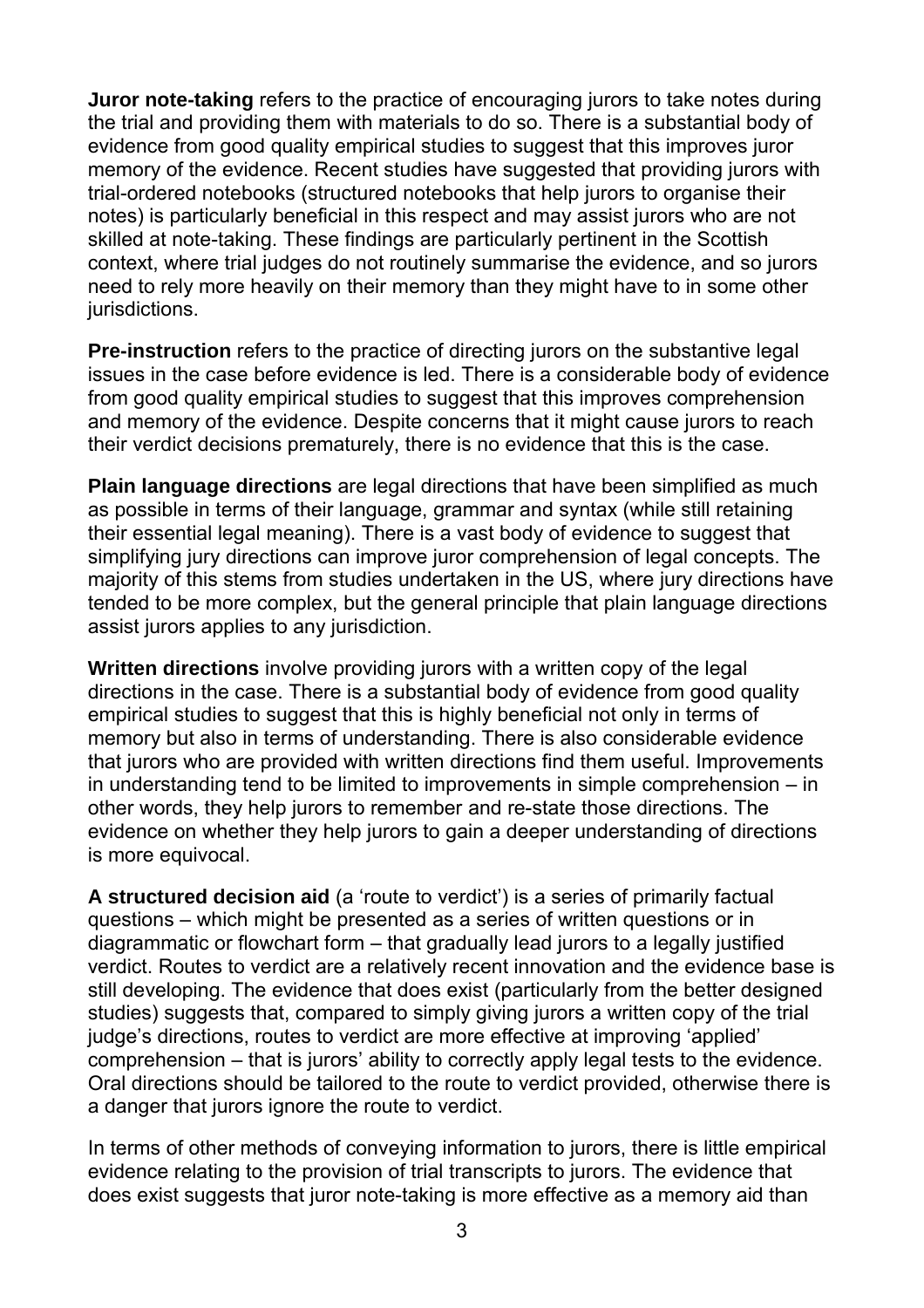**Juror note-taking** refers to the practice of encouraging jurors to take notes during the trial and providing them with materials to do so. There is a substantial body of evidence from good quality empirical studies to suggest that this improves juror memory of the evidence. Recent studies have suggested that providing jurors with trial-ordered notebooks (structured notebooks that help jurors to organise their notes) is particularly beneficial in this respect and may assist jurors who are not skilled at note-taking. These findings are particularly pertinent in the Scottish context, where trial judges do not routinely summarise the evidence, and so jurors need to rely more heavily on their memory than they might have to in some other jurisdictions.

**Pre-instruction** refers to the practice of directing jurors on the substantive legal issues in the case before evidence is led. There is a considerable body of evidence from good quality empirical studies to suggest that this improves comprehension and memory of the evidence. Despite concerns that it might cause jurors to reach their verdict decisions prematurely, there is no evidence that this is the case.

**Plain language directions** are legal directions that have been simplified as much as possible in terms of their language, grammar and syntax (while still retaining their essential legal meaning). There is a vast body of evidence to suggest that simplifying jury directions can improve juror comprehension of legal concepts. The majority of this stems from studies undertaken in the US, where jury directions have tended to be more complex, but the general principle that plain language directions assist jurors applies to any jurisdiction.

**Written directions** involve providing jurors with a written copy of the legal directions in the case. There is a substantial body of evidence from good quality empirical studies to suggest that this is highly beneficial not only in terms of memory but also in terms of understanding. There is also considerable evidence that jurors who are provided with written directions find them useful. Improvements in understanding tend to be limited to improvements in simple comprehension – in other words, they help jurors to remember and re-state those directions. The evidence on whether they help jurors to gain a deeper understanding of directions is more equivocal.

**A structured decision aid** (a 'route to verdict') is a series of primarily factual questions – which might be presented as a series of written questions or in diagrammatic or flowchart form – that gradually lead jurors to a legally justified verdict. Routes to verdict are a relatively recent innovation and the evidence base is still developing. The evidence that does exist (particularly from the better designed studies) suggests that, compared to simply giving jurors a written copy of the trial judge's directions, routes to verdict are more effective at improving 'applied' comprehension – that is jurors' ability to correctly apply legal tests to the evidence. Oral directions should be tailored to the route to verdict provided, otherwise there is a danger that jurors ignore the route to verdict.

In terms of other methods of conveying information to jurors, there is little empirical evidence relating to the provision of trial transcripts to jurors. The evidence that does exist suggests that juror note-taking is more effective as a memory aid than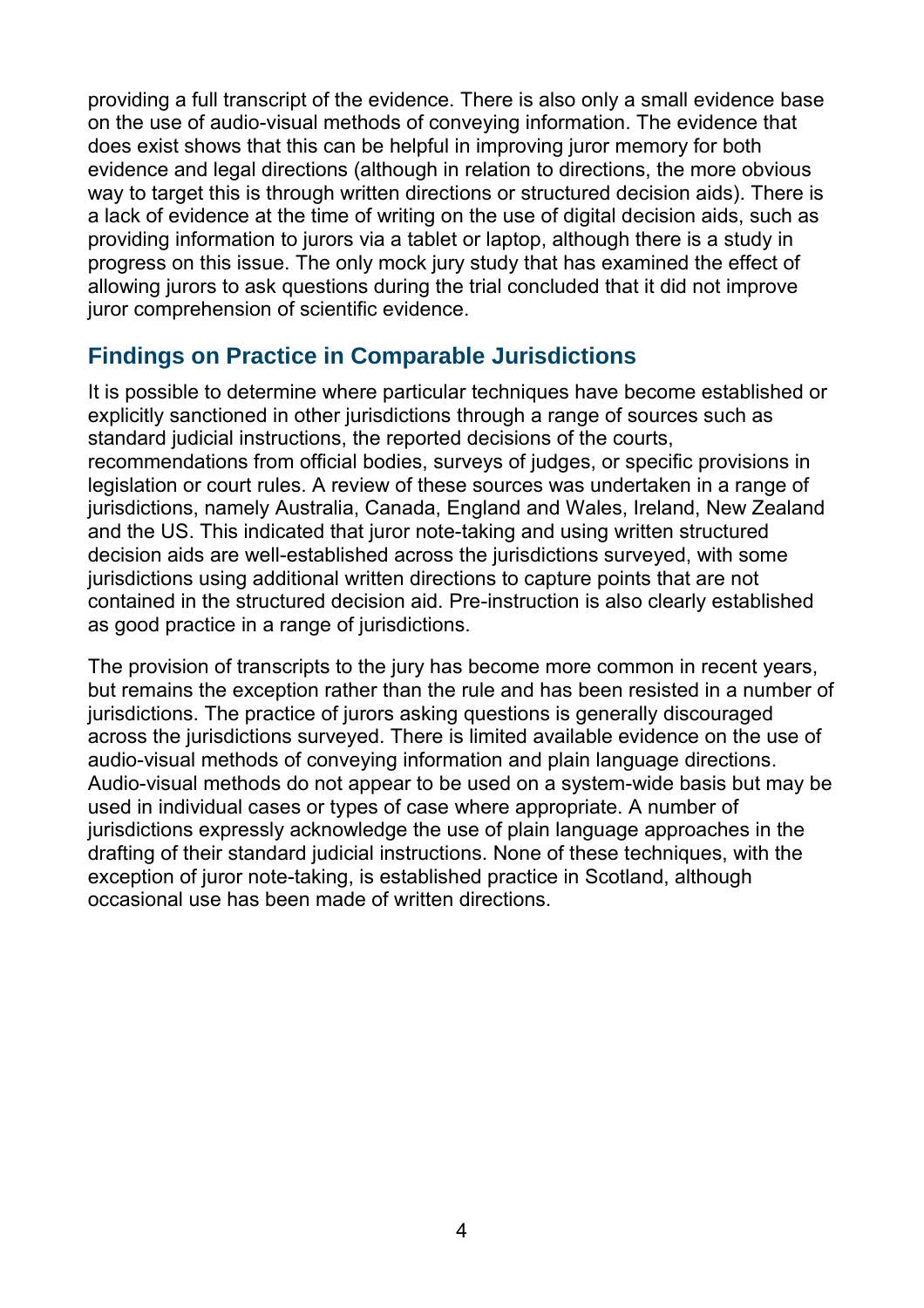providing a full transcript of the evidence. There is also only a small evidence base on the use of audio-visual methods of conveying information. The evidence that does exist shows that this can be helpful in improving juror memory for both evidence and legal directions (although in relation to directions, the more obvious way to target this is through written directions or structured decision aids). There is a lack of evidence at the time of writing on the use of digital decision aids, such as providing information to jurors via a tablet or laptop, although there is a study in progress on this issue. The only mock jury study that has examined the effect of allowing jurors to ask questions during the trial concluded that it did not improve juror comprehension of scientific evidence.

## Findings on Practice in Comparable Jurisdictions

It is possible to determine where particular techniques have become established or explicitly sanctioned in other jurisdictions through a range of sources such as standard judicial instructions, the reported decisions of the courts, recommendations from official bodies, surveys of judges, or specific provisions in legislation or court rules. A review of these sources was undertaken in a range of jurisdictions, namely Australia, Canada, England and Wales, Ireland, New Zealand and the US. This indicated that juror note-taking and using written structured decision aids are well-established across the jurisdictions surveyed, with some jurisdictions using additional written directions to capture points that are not contained in the structured decision aid. Pre-instruction is also clearly established as good practice in a range of jurisdictions.

The provision of transcripts to the jury has become more common in recent years, but remains the exception rather than the rule and has been resisted in a number of jurisdictions. The practice of jurors asking questions is generally discouraged across the jurisdictions surveyed. There is limited available evidence on the use of audio-visual methods of conveying information and plain language directions. Audio-visual methods do not appear to be used on a system-wide basis but may be used in individual cases or types of case where appropriate. A number of jurisdictions expressly acknowledge the use of plain language approaches in the drafting of their standard judicial instructions. None of these techniques, with the exception of juror note-taking, is established practice in Scotland, although occasional use has been made of written directions.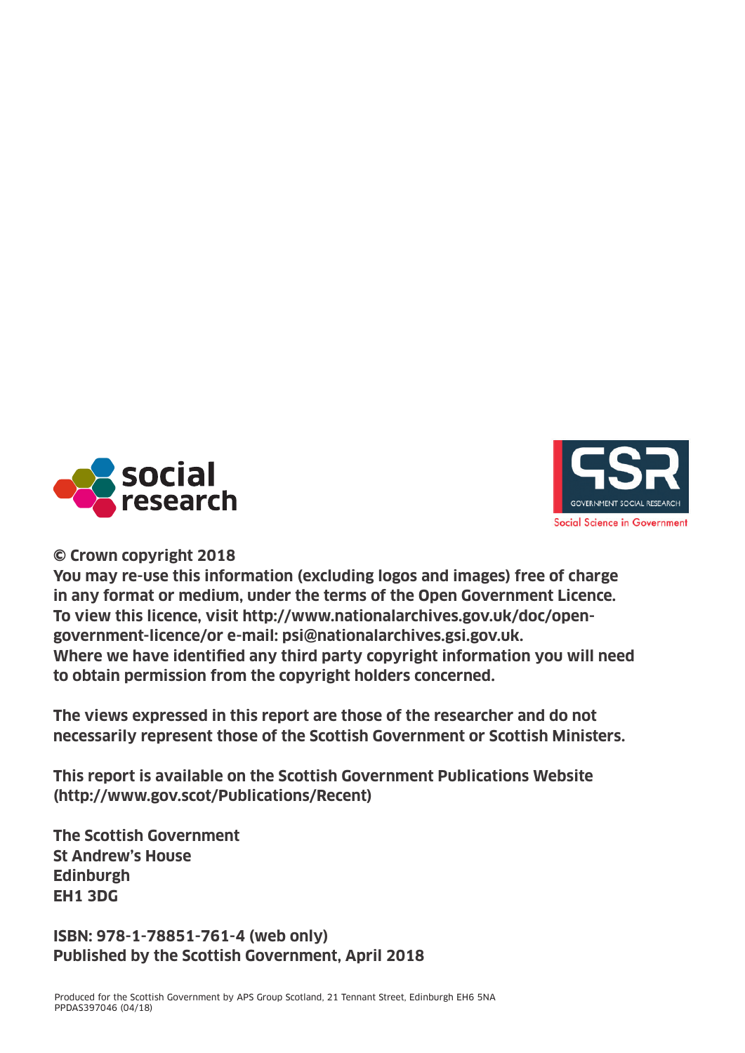social research

GSR GOVERNMENT SOCIAL RESEARCH Social Science in Government

**© Crown copyright 2018**
**You may re-use this information (excluding logos and images) free of charge in any format or medium, under the terms of the Open Government Licence. To view this licence, visit http://www.nationalarchives.gov.uk/doc/open-government-licence/or e-mail: psi@nationalarchives.gsi.gov.uk.**
**Where we have identified any third party copyright information you will need to obtain permission from the copyright holders concerned.**

**The views expressed in this report are those of the researcher and do not necessarily represent those of the Scottish Government or Scottish Ministers.**

**This report is available on the Scottish Government Publications Website (http://www.gov.scot/Publications/Recent)**

**The Scottish Government**
**St Andrew's House**
**Edinburgh**
**EH1 3DG**

**ISBN: 978-1-78851-761-4 (web only)**
**Published by the Scottish Government, April 2018**

Produced for the Scottish Government by APS Group Scotland, 21 Tennant Street, Edinburgh EH6 5NA
PPDAS397046 (04/18)